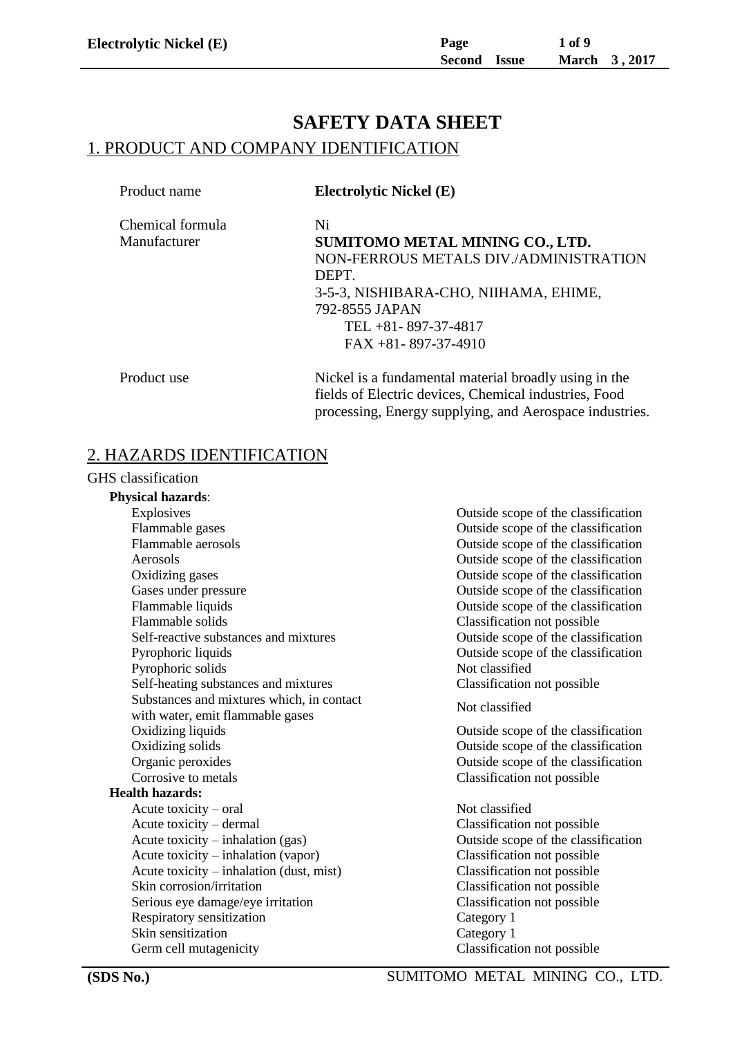# SAFETY DATA SHEET

## 1. PRODUCT AND COMPANY IDENTIFICATION

| | |
|---|---|
| Product name | **Electrolytic Nickel (E)** |
| Chemical formula | Ni |
| Manufacturer | **SUMITOMO METAL MINING CO., LTD.**<br>NON-FERROUS METALS DIV./ADMINISTRATION DEPT.<br>3-5-3, NISHIBARA-CHO, NIIHAMA, EHIME, 792-8555 JAPAN<br>TEL +81- 897-37-4817<br>FAX +81- 897-37-4910 |
| Product use | Nickel is a fundamental material broadly using in the fields of Electric devices, Chemical industries, Food processing, Energy supplying, and Aerospace industries. |

## 2. HAZARDS IDENTIFICATION

GHS classification

**Physical hazards**:

| | |
|---|---|
| Explosives | Outside scope of the classification |
| Flammable gases | Outside scope of the classification |
| Flammable aerosols | Outside scope of the classification |
| Aerosols | Outside scope of the classification |
| Oxidizing gases | Outside scope of the classification |
| Gases under pressure | Outside scope of the classification |
| Flammable liquids | Outside scope of the classification |
| Flammable solids | Classification not possible |
| Self-reactive substances and mixtures | Outside scope of the classification |
| Pyrophoric liquids | Outside scope of the classification |
| Pyrophoric solids | Not classified |
| Self-heating substances and mixtures | Classification not possible |
| Substances and mixtures which, in contact with water, emit flammable gases | Not classified |
| Oxidizing liquids | Outside scope of the classification |
| Oxidizing solids | Outside scope of the classification |
| Organic peroxides | Outside scope of the classification |
| Corrosive to metals | Classification not possible |

**Health hazards:**

| | |
|---|---|
| Acute toxicity – oral | Not classified |
| Acute toxicity – dermal | Classification not possible |
| Acute toxicity – inhalation (gas) | Outside scope of the classification |
| Acute toxicity – inhalation (vapor) | Classification not possible |
| Acute toxicity – inhalation (dust, mist) | Classification not possible |
| Skin corrosion/irritation | Classification not possible |
| Serious eye damage/eye irritation | Classification not possible |
| Respiratory sensitization | Category 1 |
| Skin sensitization | Category 1 |
| Germ cell mutagenicity | Classification not possible |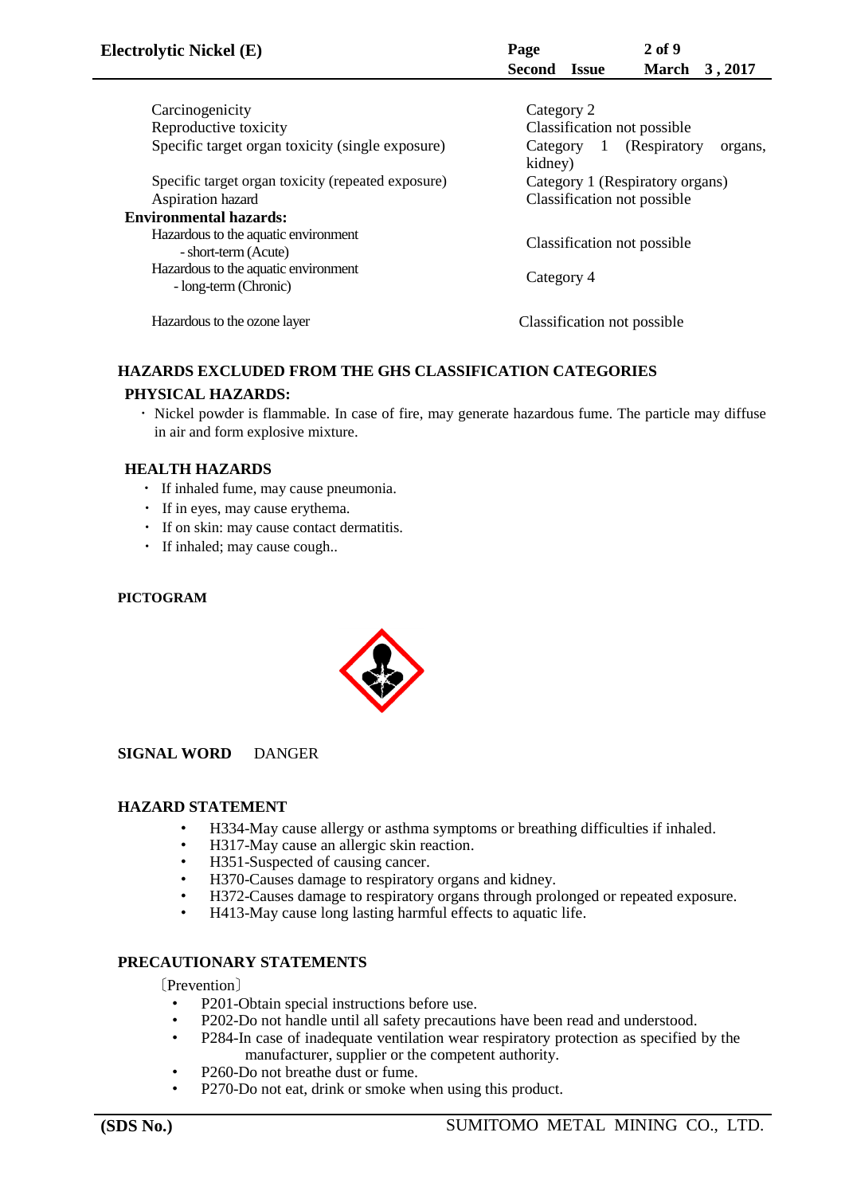| | |
|---|---|
| Carcinogenicity | Category 2 |
| Reproductive toxicity | Classification not possible |
| Specific target organ toxicity (single exposure) | Category 1 (Respiratory organs, kidney) |
| Specific target organ toxicity (repeated exposure) | Category 1 (Respiratory organs) |
| Aspiration hazard | Classification not possible |
| **Environmental hazards:** | |
| Hazardous to the aquatic environment - short-term (Acute) | Classification not possible |
| Hazardous to the aquatic environment - long-term (Chronic) | Category 4 |
| Hazardous to the ozone layer | Classification not possible |

## HAZARDS EXCLUDED FROM THE GHS CLASSIFICATION CATEGORIES

### PHYSICAL HAZARDS:

- Nickel powder is flammable. In case of fire, may generate hazardous fume. The particle may diffuse in air and form explosive mixture.

### HEALTH HAZARDS

- If inhaled fume, may cause pneumonia.
- If in eyes, may cause erythema.
- If on skin: may cause contact dermatitis.
- If inhaled; may cause cough..

**PICTOGRAM**

**SIGNAL WORD** DANGER

**HAZARD STATEMENT**

- H334-May cause allergy or asthma symptoms or breathing difficulties if inhaled.
- H317-May cause an allergic skin reaction.
- H351-Suspected of causing cancer.
- H370-Causes damage to respiratory organs and kidney.
- H372-Causes damage to respiratory organs through prolonged or repeated exposure.
- H413-May cause long lasting harmful effects to aquatic life.

**PRECAUTIONARY STATEMENTS**

〔Prevention〕

- P201-Obtain special instructions before use.
- P202-Do not handle until all safety precautions have been read and understood.
- P284-In case of inadequate ventilation wear respiratory protection as specified by the manufacturer, supplier or the competent authority.
- P260-Do not breathe dust or fume.
- P270-Do not eat, drink or smoke when using this product.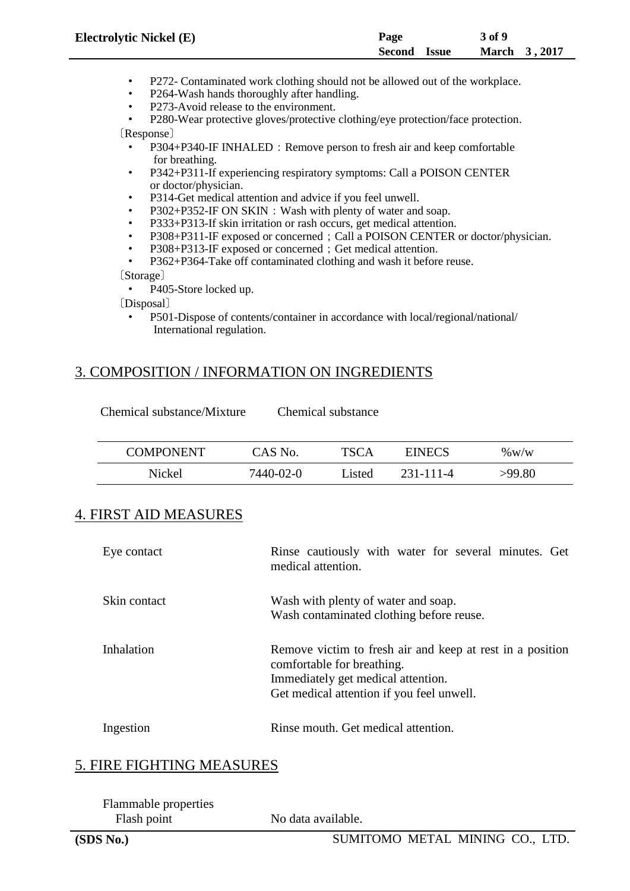- P272- Contaminated work clothing should not be allowed out of the workplace.
- P264-Wash hands thoroughly after handling.
- P273-Avoid release to the environment.
- P280-Wear protective gloves/protective clothing/eye protection/face protection.

〔Response〕

- P304+P340-IF INHALED：Remove person to fresh air and keep comfortable for breathing.
- P342+P311-If experiencing respiratory symptoms: Call a POISON CENTER or doctor/physician.
- P314-Get medical attention and advice if you feel unwell.
- P302+P352-IF ON SKIN：Wash with plenty of water and soap.
- P333+P313-If skin irritation or rash occurs, get medical attention.
- P308+P311-IF exposed or concerned；Call a POISON CENTER or doctor/physician.
- P308+P313-IF exposed or concerned；Get medical attention.
- P362+P364-Take off contaminated clothing and wash it before reuse.

〔Storage〕

- P405-Store locked up.

〔Disposal〕

- P501-Dispose of contents/container in accordance with local/regional/national/ International regulation.

## 3. COMPOSITION / INFORMATION ON INGREDIENTS

Chemical substance/Mixture Chemical substance

| COMPONENT | CAS No. | TSCA | EINECS | %w/w |
|---|---|---|---|---|
| Nickel | 7440-02-0 | Listed | 231-111-4 | >99.80 |

## 4. FIRST AID MEASURES

| | |
|---|---|
| Eye contact | Rinse cautiously with water for several minutes. Get medical attention. |
| Skin contact | Wash with plenty of water and soap.<br>Wash contaminated clothing before reuse. |
| Inhalation | Remove victim to fresh air and keep at rest in a position comfortable for breathing.<br>Immediately get medical attention.<br>Get medical attention if you feel unwell. |
| Ingestion | Rinse mouth. Get medical attention. |

## 5. FIRE FIGHTING MEASURES

Flammable properties

Flash point No data available.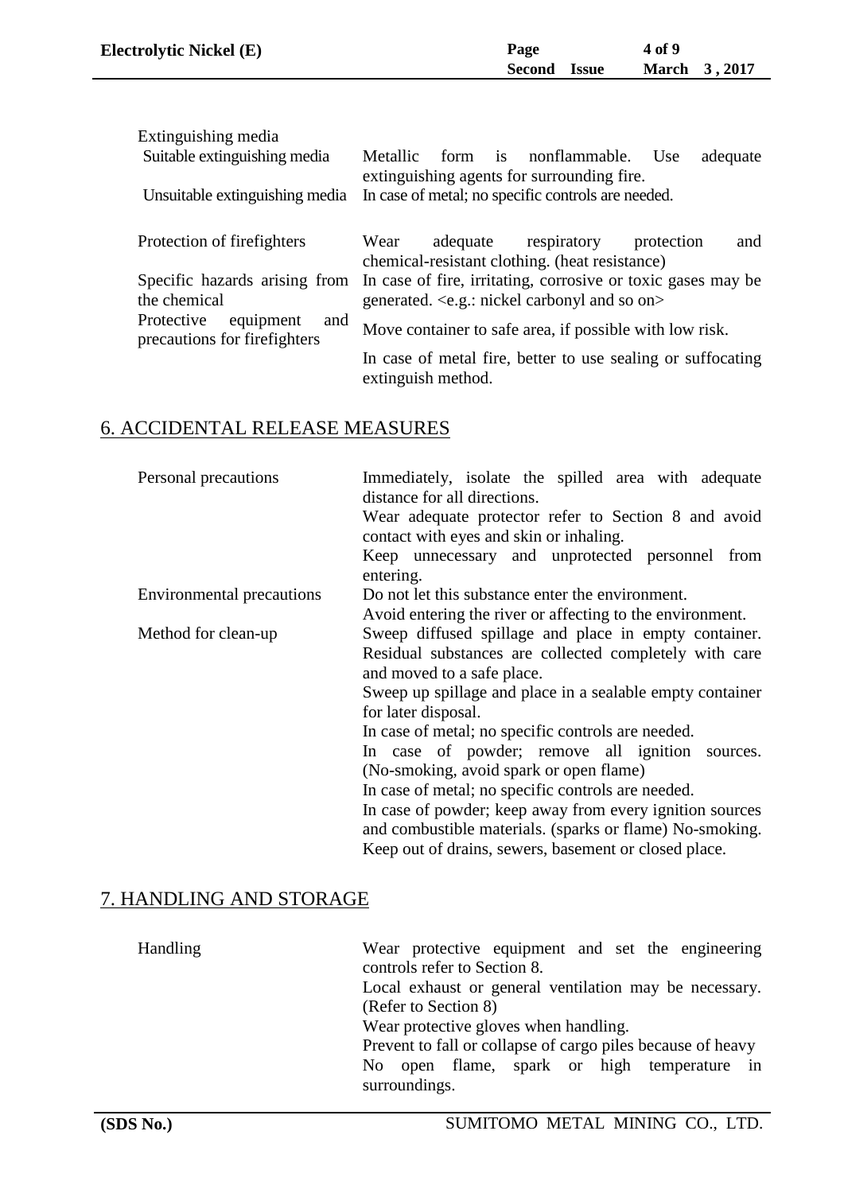| | |
|---|---|
| Extinguishing media | |
| Suitable extinguishing media | Metallic form is nonflammable. Use adequate extinguishing agents for surrounding fire. |
| Unsuitable extinguishing media | In case of metal; no specific controls are needed. |
| Protection of firefighters | Wear adequate respiratory protection and chemical-resistant clothing. (heat resistance) |
| Specific hazards arising from the chemical | In case of fire, irritating, corrosive or toxic gases may be generated. <e.g.: nickel carbonyl and so on> |
| Protective equipment and precautions for firefighters | Move container to safe area, if possible with low risk.<br>In case of metal fire, better to use sealing or suffocating extinguish method. |

## 6. ACCIDENTAL RELEASE MEASURES

| | |
|---|---|
| Personal precautions | Immediately, isolate the spilled area with adequate distance for all directions.<br>Wear adequate protector refer to Section 8 and avoid contact with eyes and skin or inhaling.<br>Keep unnecessary and unprotected personnel from entering. |
| Environmental precautions | Do not let this substance enter the environment.<br>Avoid entering the river or affecting to the environment. |
| Method for clean-up | Sweep diffused spillage and place in empty container. Residual substances are collected completely with care and moved to a safe place.<br>Sweep up spillage and place in a sealable empty container for later disposal.<br>In case of metal; no specific controls are needed.<br>In case of powder; remove all ignition sources. (No-smoking, avoid spark or open flame)<br>In case of metal; no specific controls are needed.<br>In case of powder; keep away from every ignition sources and combustible materials. (sparks or flame) No-smoking.<br>Keep out of drains, sewers, basement or closed place. |

## 7. HANDLING AND STORAGE

| | |
|---|---|
| Handling | Wear protective equipment and set the engineering controls refer to Section 8.<br>Local exhaust or general ventilation may be necessary. (Refer to Section 8)<br>Wear protective gloves when handling.<br>Prevent to fall or collapse of cargo piles because of heavy<br>No open flame, spark or high temperature in surroundings. |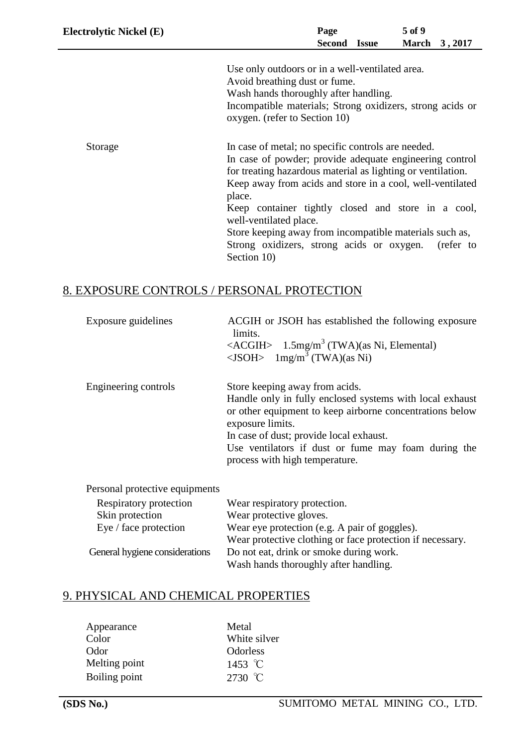| | |
|---|---|
| | Use only outdoors or in a well-ventilated area.<br>Avoid breathing dust or fume.<br>Wash hands thoroughly after handling.<br>Incompatible materials; Strong oxidizers, strong acids or oxygen. (refer to Section 10) |
| Storage | In case of metal; no specific controls are needed.<br>In case of powder; provide adequate engineering control for treating hazardous material as lighting or ventilation.<br>Keep away from acids and store in a cool, well-ventilated place.<br>Keep container tightly closed and store in a cool, well-ventilated place.<br>Store keeping away from incompatible materials such as, Strong oxidizers, strong acids or oxygen. (refer to Section 10) |

## 8. EXPOSURE CONTROLS / PERSONAL PROTECTION

| | |
|---|---|
| Exposure guidelines | ACGIH or JSOH has established the following exposure limits.<br><ACGIH> 1.5mg/m$^3$ (TWA)(as Ni, Elemental)<br><JSOH> 1mg/m$^3$ (TWA)(as Ni) |
| Engineering controls | Store keeping away from acids.<br>Handle only in fully enclosed systems with local exhaust or other equipment to keep airborne concentrations below exposure limits.<br>In case of dust; provide local exhaust.<br>Use ventilators if dust or fume may foam during the process with high temperature. |
| Personal protective equipments | |
| Respiratory protection | Wear respiratory protection. |
| Skin protection | Wear protective gloves. |
| Eye / face protection | Wear eye protection (e.g. A pair of goggles).<br>Wear protective clothing or face protection if necessary. |
| General hygiene considerations | Do not eat, drink or smoke during work.<br>Wash hands thoroughly after handling. |

## 9. PHYSICAL AND CHEMICAL PROPERTIES

| | |
|---|---|
| Appearance | Metal |
| Color | White silver |
| Odor | Odorless |
| Melting point | 1453 ℃ |
| Boiling point | 2730 ℃ |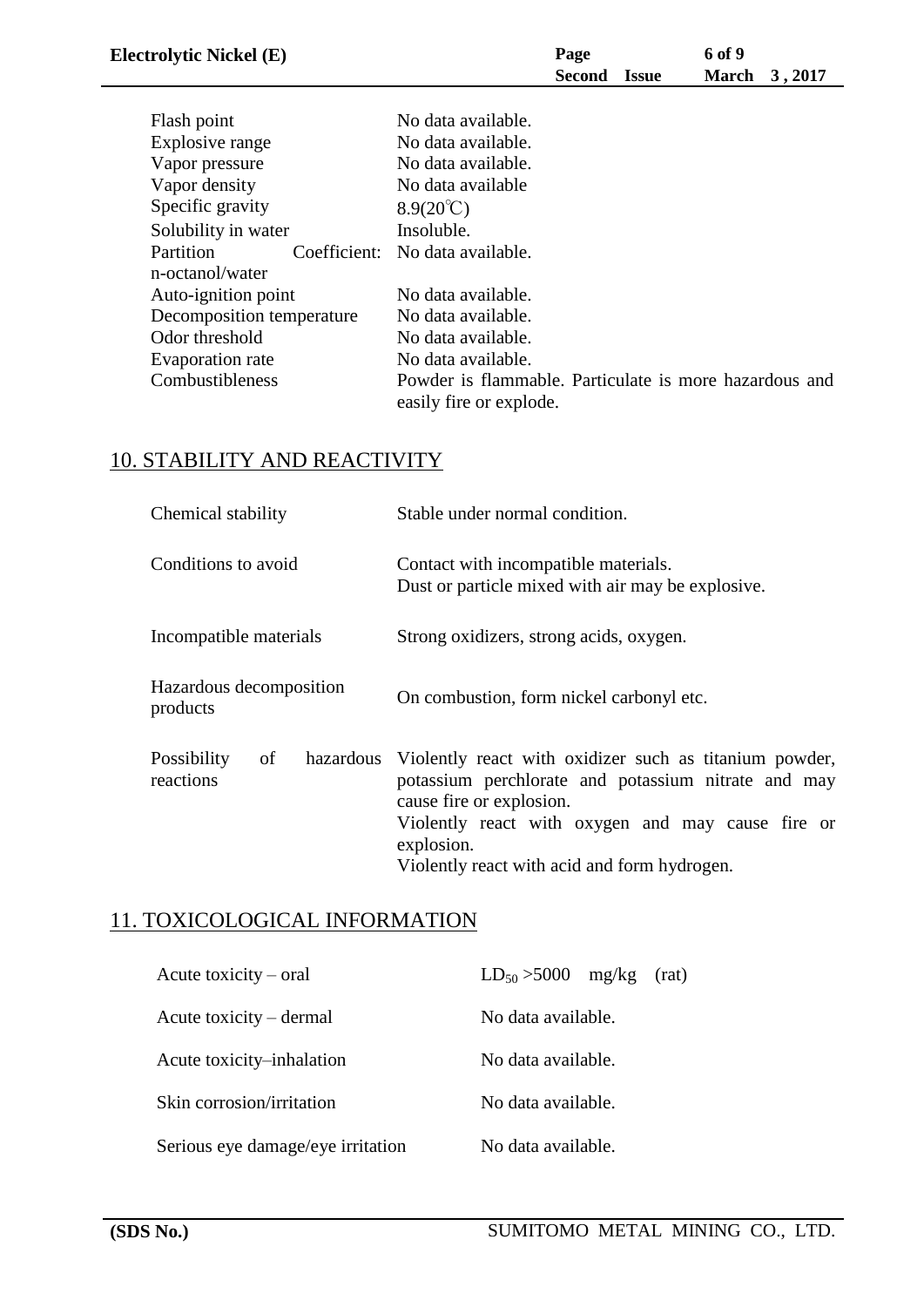| | |
|---|---|
| Flash point | No data available. |
| Explosive range | No data available. |
| Vapor pressure | No data available. |
| Vapor density | No data available |
| Specific gravity | 8.9(20℃) |
| Solubility in water | Insoluble. |
| Partition Coefficient: n-octanol/water | No data available. |
| Auto-ignition point | No data available. |
| Decomposition temperature | No data available. |
| Odor threshold | No data available. |
| Evaporation rate | No data available. |
| Combustibleness | Powder is flammable. Particulate is more hazardous and easily fire or explode. |

## 10. STABILITY AND REACTIVITY

| | |
|---|---|
| Chemical stability | Stable under normal condition. |
| Conditions to avoid | Contact with incompatible materials.<br>Dust or particle mixed with air may be explosive. |
| Incompatible materials | Strong oxidizers, strong acids, oxygen. |
| Hazardous decomposition products | On combustion, form nickel carbonyl etc. |
| Possibility of hazardous reactions | Violently react with oxidizer such as titanium powder, potassium perchlorate and potassium nitrate and may cause fire or explosion.<br>Violently react with oxygen and may cause fire or explosion.<br>Violently react with acid and form hydrogen. |

## 11. TOXICOLOGICAL INFORMATION

| | |
|---|---|
| Acute toxicity – oral | $LD_{50}$ >5000 mg/kg (rat) |
| Acute toxicity – dermal | No data available. |
| Acute toxicity–inhalation | No data available. |
| Skin corrosion/irritation | No data available. |
| Serious eye damage/eye irritation | No data available. |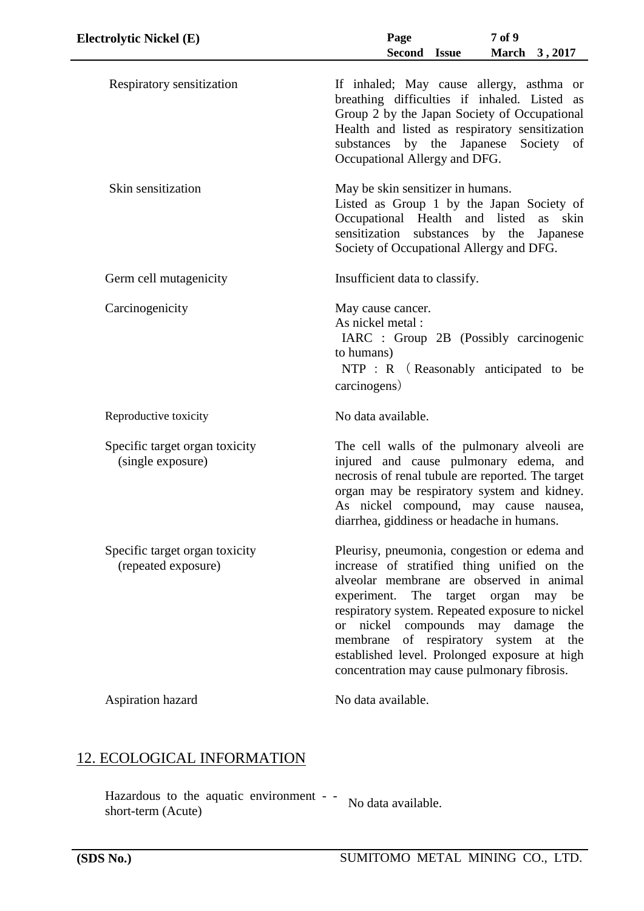| | |
|---|---|
| Respiratory sensitization | If inhaled; May cause allergy, asthma or breathing difficulties if inhaled. Listed as Group 2 by the Japan Society of Occupational Health and listed as respiratory sensitization substances by the Japanese Society of Occupational Allergy and DFG. |
| Skin sensitization | May be skin sensitizer in humans. Listed as Group 1 by the Japan Society of Occupational Health and listed as skin sensitization substances by the Japanese Society of Occupational Allergy and DFG. |
| Germ cell mutagenicity | Insufficient data to classify. |
| Carcinogenicity | May cause cancer.<br>As nickel metal :<br>IARC : Group 2B (Possibly carcinogenic to humans)<br>NTP : R （Reasonably anticipated to be carcinogens） |
| Reproductive toxicity | No data available. |
| Specific target organ toxicity (single exposure) | The cell walls of the pulmonary alveoli are injured and cause pulmonary edema, and necrosis of renal tubule are reported. The target organ may be respiratory system and kidney. As nickel compound, may cause nausea, diarrhea, giddiness or headache in humans. |
| Specific target organ toxicity (repeated exposure) | Pleurisy, pneumonia, congestion or edema and increase of stratified thing unified on the alveolar membrane are observed in animal experiment. The target organ may be respiratory system. Repeated exposure to nickel or nickel compounds may damage the membrane of respiratory system at the established level. Prolonged exposure at high concentration may cause pulmonary fibrosis. |
| Aspiration hazard | No data available. |

## 12. ECOLOGICAL INFORMATION

| | |
|---|---|
| Hazardous to the aquatic environment - - short-term (Acute) | No data available. |

(SDS No.) SUMITOMO METAL MINING CO., LTD.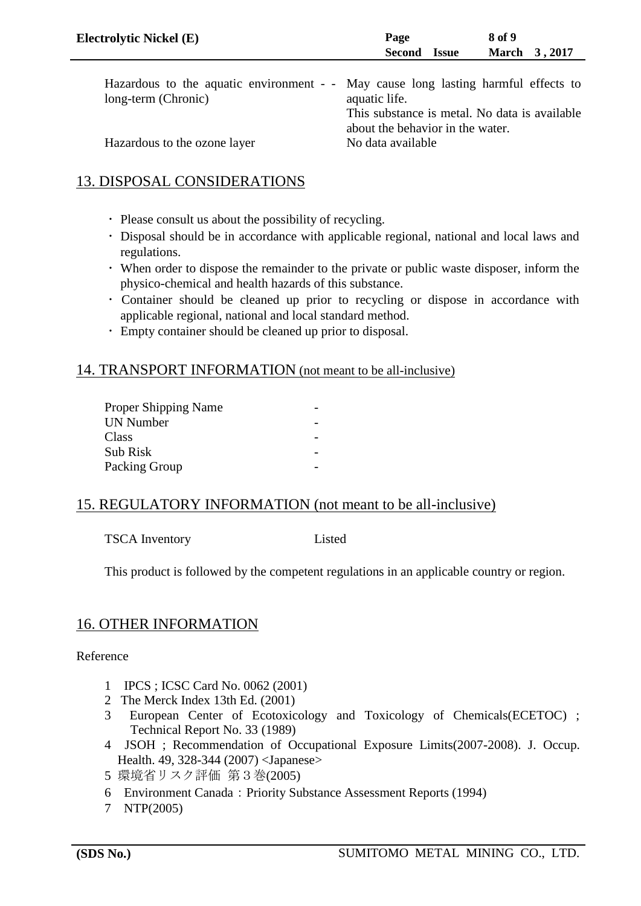| | |
|---|---|
| Hazardous to the aquatic environment - - long-term (Chronic) | May cause long lasting harmful effects to aquatic life.<br>This substance is metal. No data is available about the behavior in the water. |
| Hazardous to the ozone layer | No data available |

## 13. DISPOSAL CONSIDERATIONS

- Please consult us about the possibility of recycling.
- Disposal should be in accordance with applicable regional, national and local laws and regulations.
- When order to dispose the remainder to the private or public waste disposer, inform the physico-chemical and health hazards of this substance.
- Container should be cleaned up prior to recycling or dispose in accordance with applicable regional, national and local standard method.
- Empty container should be cleaned up prior to disposal.

## 14. TRANSPORT INFORMATION (not meant to be all-inclusive)

| | |
|---|---|
| Proper Shipping Name | - |
| UN Number | - |
| Class | - |
| Sub Risk | - |
| Packing Group | - |

## 15. REGULATORY INFORMATION (not meant to be all-inclusive)

TSCA Inventory    Listed

This product is followed by the competent regulations in an applicable country or region.

## 16. OTHER INFORMATION

Reference

1. IPCS ; ICSC Card No. 0062 (2001)
2. The Merck Index 13th Ed. (2001)
3. European Center of Ecotoxicology and Toxicology of Chemicals(ECETOC) ; Technical Report No. 33 (1989)
4. JSOH ; Recommendation of Occupational Exposure Limits(2007-2008). J. Occup. Health. 49, 328-344 (2007) <Japanese>
5. 環境省リスク評価 第３巻(2005)
6. Environment Canada：Priority Substance Assessment Reports (1994)
7. NTP(2005)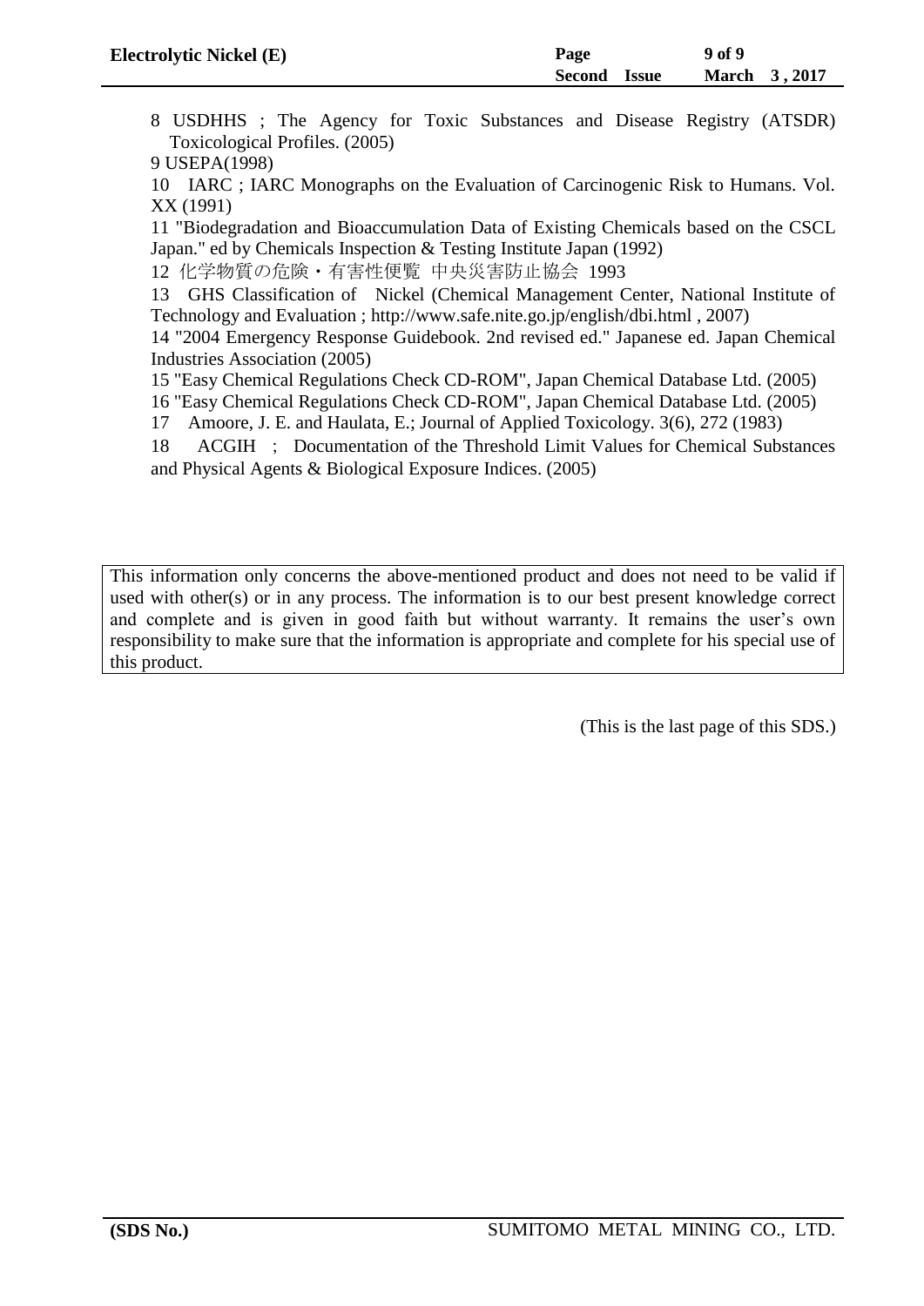8 USDHHS ; The Agency for Toxic Substances and Disease Registry (ATSDR) Toxicological Profiles. (2005)

9 USEPA(1998)

10 IARC ; IARC Monographs on the Evaluation of Carcinogenic Risk to Humans. Vol. XX (1991)

11 "Biodegradation and Bioaccumulation Data of Existing Chemicals based on the CSCL Japan." ed by Chemicals Inspection & Testing Institute Japan (1992)

12 化学物質の危険・有害性便覧 中央災害防止協会 1993

13 GHS Classification of Nickel (Chemical Management Center, National Institute of Technology and Evaluation ; http://www.safe.nite.go.jp/english/dbi.html , 2007)

14 "2004 Emergency Response Guidebook. 2nd revised ed." Japanese ed. Japan Chemical Industries Association (2005)

15 "Easy Chemical Regulations Check CD-ROM", Japan Chemical Database Ltd. (2005)

16 "Easy Chemical Regulations Check CD-ROM", Japan Chemical Database Ltd. (2005)

17 Amoore, J. E. and Haulata, E.; Journal of Applied Toxicology. 3(6), 272 (1983)

18 ACGIH ; Documentation of the Threshold Limit Values for Chemical Substances and Physical Agents & Biological Exposure Indices. (2005)

This information only concerns the above-mentioned product and does not need to be valid if used with other(s) or in any process. The information is to our best present knowledge correct and complete and is given in good faith but without warranty. It remains the user's own responsibility to make sure that the information is appropriate and complete for his special use of this product.

(This is the last page of this SDS.)